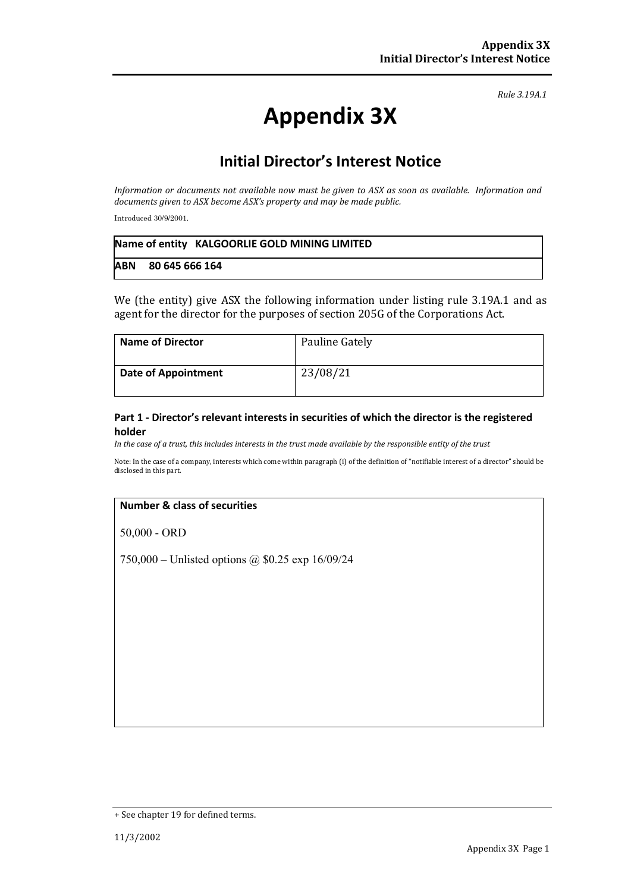*Rule 3.19A.1*

# Appendix 3X

## Initial Director's Interest Notice

*Information or documents not available now must be given to ASX as soon as available. Information and documents given to ASX become ASX's property and may be made public.*

Introduced 30/9/2001.

| **Name of entity** KALGOORLIE GOLD MINING LIMITED |
|---|
| **ABN** 80 645 666 164 |

We (the entity) give ASX the following information under listing rule 3.19A.1 and as agent for the director for the purposes of section 205G of the Corporations Act.

| **Name of Director** | Pauline Gately |
|---|---|
| **Date of Appointment** | 23/08/21 |

### Part 1 - Director's relevant interests in securities of which the director is the registered holder

*In the case of a trust, this includes interests in the trust made available by the responsible entity of the trust*

Note: In the case of a company, interests which come within paragraph (i) of the definition of "notifiable interest of a director" should be disclosed in this part.

| **Number & class of securities** |
|---|
| 50,000 - ORD<br><br>750,000 – Unlisted options @ $0.25 exp 16/09/24 |

+ See chapter 19 for defined terms.

11/3/2002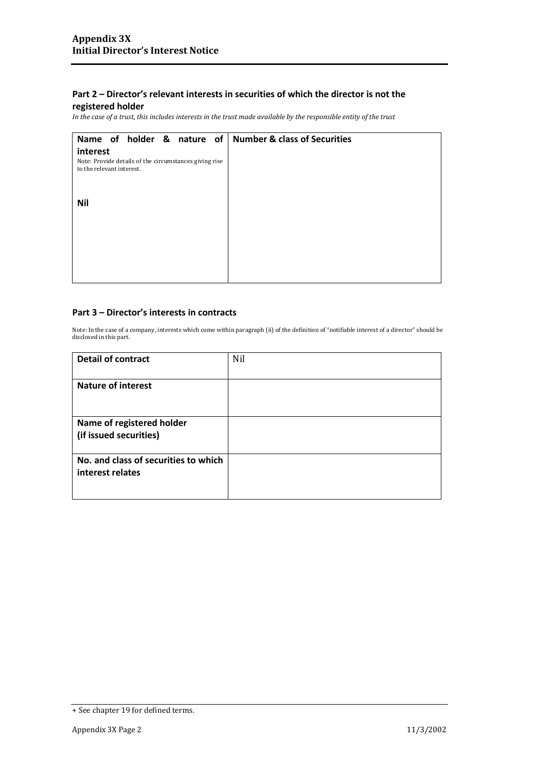## Part 2 – Director's relevant interests in securities of which the director is not the registered holder

*In the case of a trust, this includes interests in the trust made available by the responsible entity of the trust*

| **Name of holder & nature of interest**<br>Note: Provide details of the circumstances giving rise to the relevant interest. | **Number & class of Securities** |
|---|---|
| **Nil** | |

## Part 3 – Director's interests in contracts

Note: In the case of a company, interests which come within paragraph (ii) of the definition of "notifiable interest of a director" should be disclosed in this part.

| **Detail of contract** | Nil |
|---|---|
| **Nature of interest** | |
| **Name of registered holder (if issued securities)** | |
| **No. and class of securities to which interest relates** | |

+ See chapter 19 for defined terms.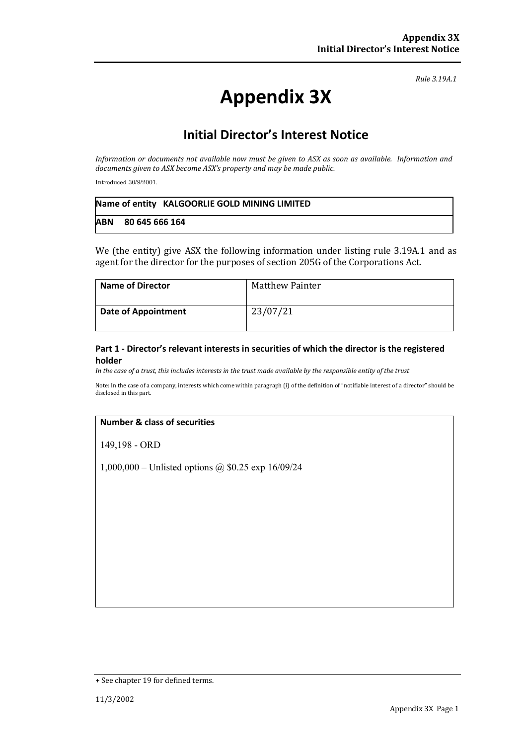*Rule 3.19A.1*

# Appendix 3X

## Initial Director's Interest Notice

*Information or documents not available now must be given to ASX as soon as available. Information and documents given to ASX become ASX's property and may be made public.*

Introduced 30/9/2001.

| **Name of entity** KALGOORLIE GOLD MINING LIMITED |
|---|
| **ABN** 80 645 666 164 |

We (the entity) give ASX the following information under listing rule 3.19A.1 and as agent for the director for the purposes of section 205G of the Corporations Act.

| **Name of Director** | Matthew Painter |
|---|---|
| **Date of Appointment** | 23/07/21 |

### Part 1 - Director's relevant interests in securities of which the director is the registered holder

*In the case of a trust, this includes interests in the trust made available by the responsible entity of the trust*

Note: In the case of a company, interests which come within paragraph (i) of the definition of "notifiable interest of a director" should be disclosed in this part.

| **Number & class of securities** |
|---|
| 149,198 - ORD<br>1,000,000 – Unlisted options @ $0.25 exp 16/09/24 |

+ See chapter 19 for defined terms.

11/3/2002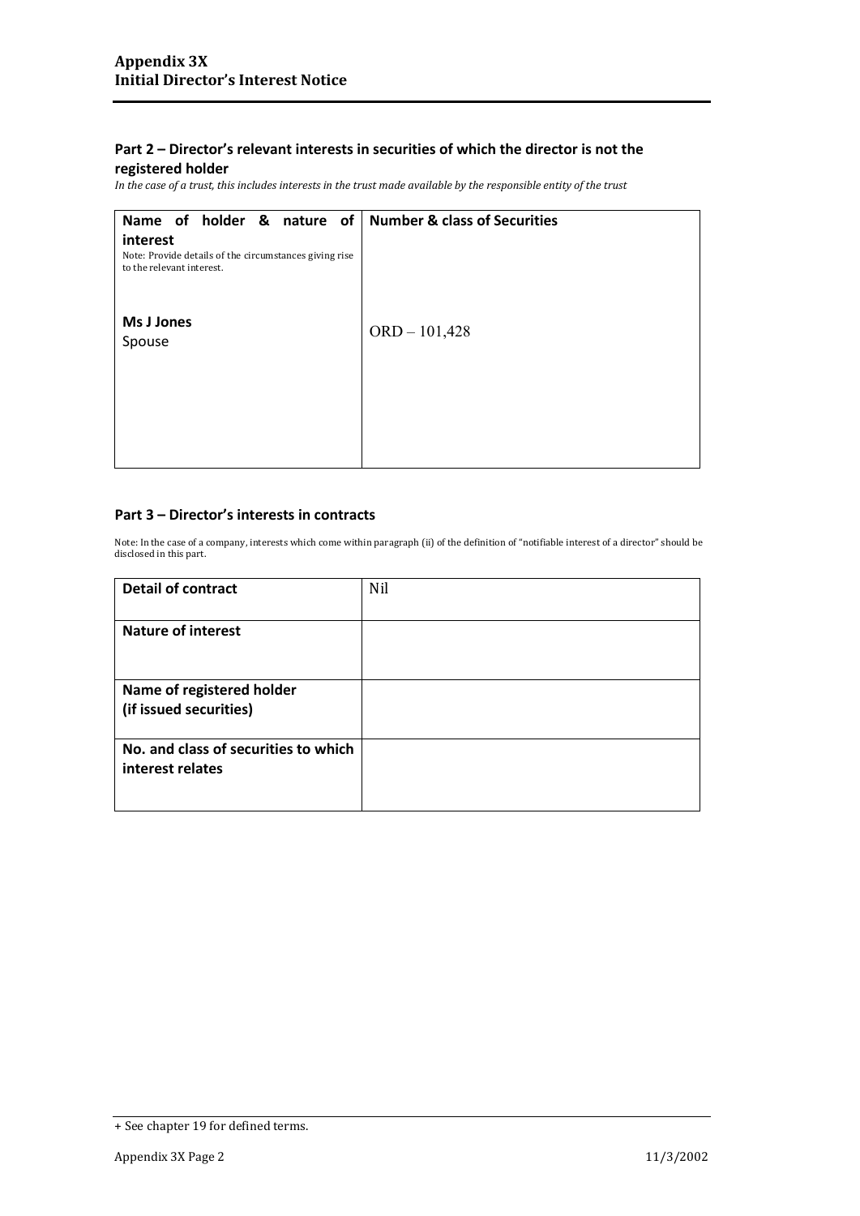## Part 2 – Director's relevant interests in securities of which the director is not the registered holder

*In the case of a trust, this includes interests in the trust made available by the responsible entity of the trust*

| **Name of holder & nature of interest**<br>Note: Provide details of the circumstances giving rise to the relevant interest. | **Number & class of Securities** |
|---|---|
| **Ms J Jones**<br>Spouse | ORD – 101,428 |

## Part 3 – Director's interests in contracts

Note: In the case of a company, interests which come within paragraph (ii) of the definition of "notifiable interest of a director" should be disclosed in this part.

| | |
|---|---|
| **Detail of contract** | Nil |
| **Nature of interest** | |
| **Name of registered holder (if issued securities)** | |
| **No. and class of securities to which interest relates** | |

+ See chapter 19 for defined terms.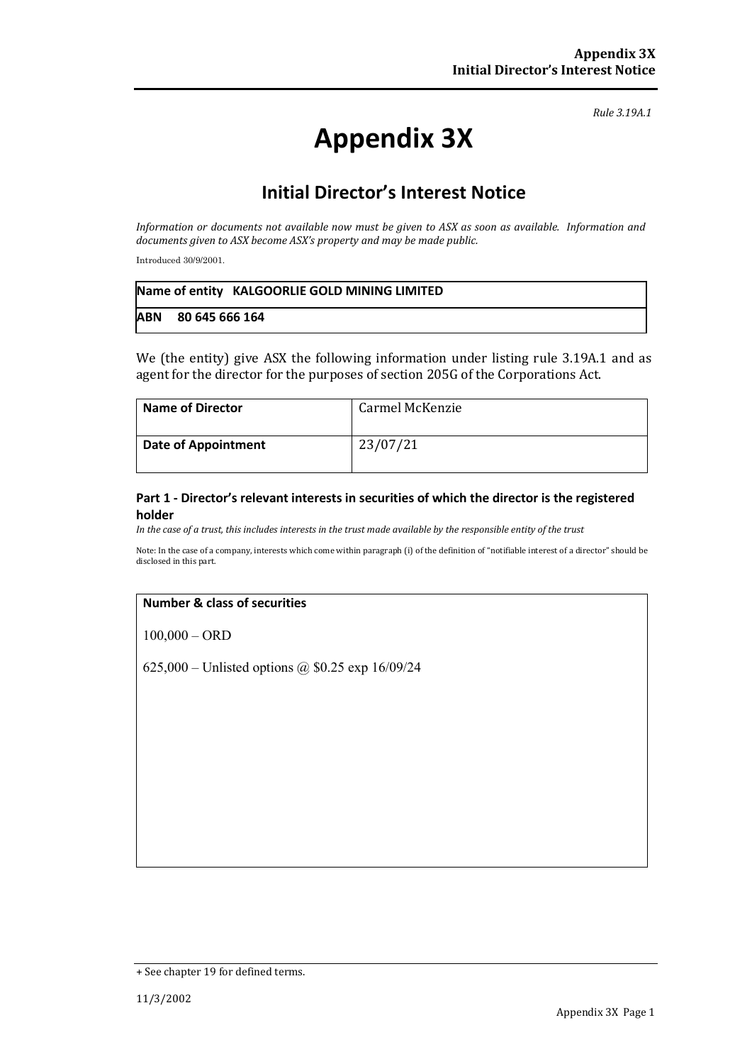*Rule 3.19A.1*

# Appendix 3X

## Initial Director's Interest Notice

*Information or documents not available now must be given to ASX as soon as available. Information and documents given to ASX become ASX's property and may be made public.*

Introduced 30/9/2001.

| **Name of entity** KALGOORLIE GOLD MINING LIMITED |
|---|
| **ABN** 80 645 666 164 |

We (the entity) give ASX the following information under listing rule 3.19A.1 and as agent for the director for the purposes of section 205G of the Corporations Act.

| **Name of Director** | Carmel McKenzie |
|---|---|
| **Date of Appointment** | 23/07/21 |

### Part 1 - Director's relevant interests in securities of which the director is the registered holder

*In the case of a trust, this includes interests in the trust made available by the responsible entity of the trust*

Note: In the case of a company, interests which come within paragraph (i) of the definition of "notifiable interest of a director" should be disclosed in this part.

| **Number & class of securities** |
|---|
| 100,000 – ORD<br><br>625,000 – Unlisted options @ $0.25 exp 16/09/24 |

+ See chapter 19 for defined terms.

11/3/2002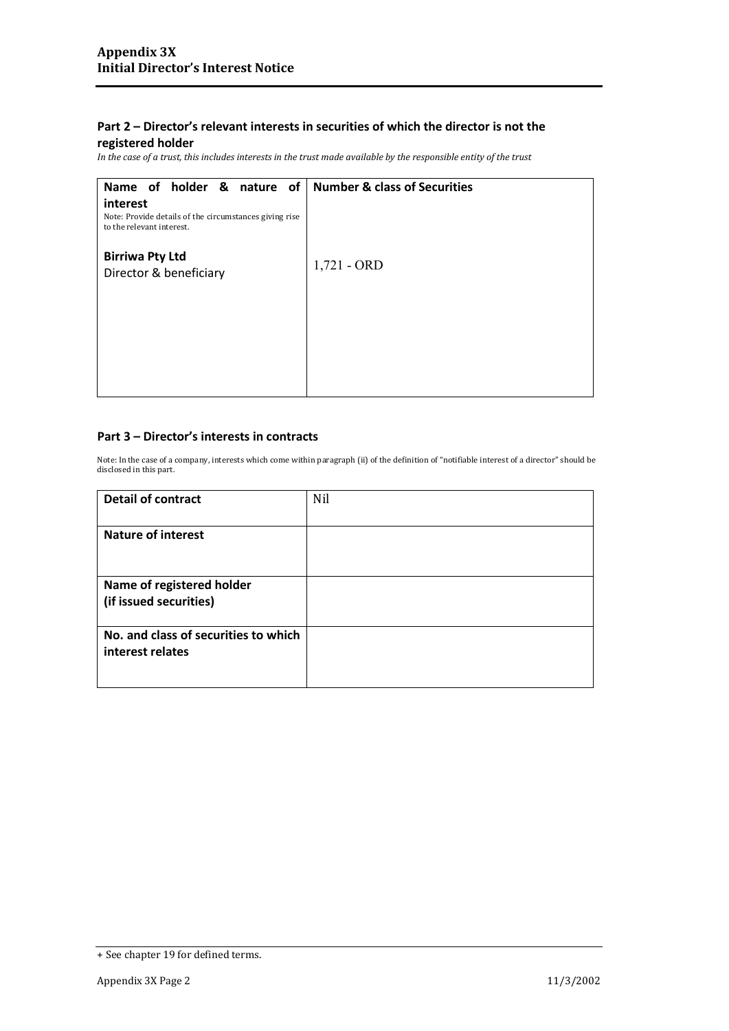## Part 2 – Director's relevant interests in securities of which the director is not the registered holder

*In the case of a trust, this includes interests in the trust made available by the responsible entity of the trust*

| Name of holder & nature of interest<br>Note: Provide details of the circumstances giving rise to the relevant interest. | Number & class of Securities |
|---|---|
| **Birriwa Pty Ltd**<br>Director & beneficiary | 1,721 - ORD |

## Part 3 – Director's interests in contracts

Note: In the case of a company, interests which come within paragraph (ii) of the definition of "notifiable interest of a director" should be disclosed in this part.

| | |
|---|---|
| **Detail of contract** | Nil |
| **Nature of interest** | |
| **Name of registered holder (if issued securities)** | |
| **No. and class of securities to which interest relates** | |

+ See chapter 19 for defined terms.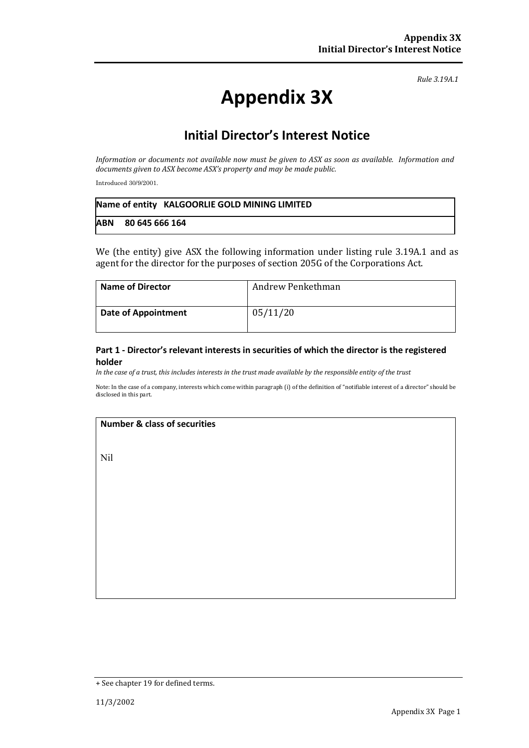*Rule 3.19A.1*

# Appendix 3X

## Initial Director's Interest Notice

*Information or documents not available now must be given to ASX as soon as available. Information and documents given to ASX become ASX's property and may be made public.*

Introduced 30/9/2001.

| **Name of entity** KALGOORLIE GOLD MINING LIMITED |
|---|
| **ABN** 80 645 666 164 |

We (the entity) give ASX the following information under listing rule 3.19A.1 and as agent for the director for the purposes of section 205G of the Corporations Act.

| **Name of Director** | Andrew Penkethman |
|---|---|
| **Date of Appointment** | 05/11/20 |

### Part 1 - Director's relevant interests in securities of which the director is the registered holder

*In the case of a trust, this includes interests in the trust made available by the responsible entity of the trust*

Note: In the case of a company, interests which come within paragraph (i) of the definition of "notifiable interest of a director" should be disclosed in this part.

| **Number & class of securities** |
|---|
| Nil |

+ See chapter 19 for defined terms.

11/3/2002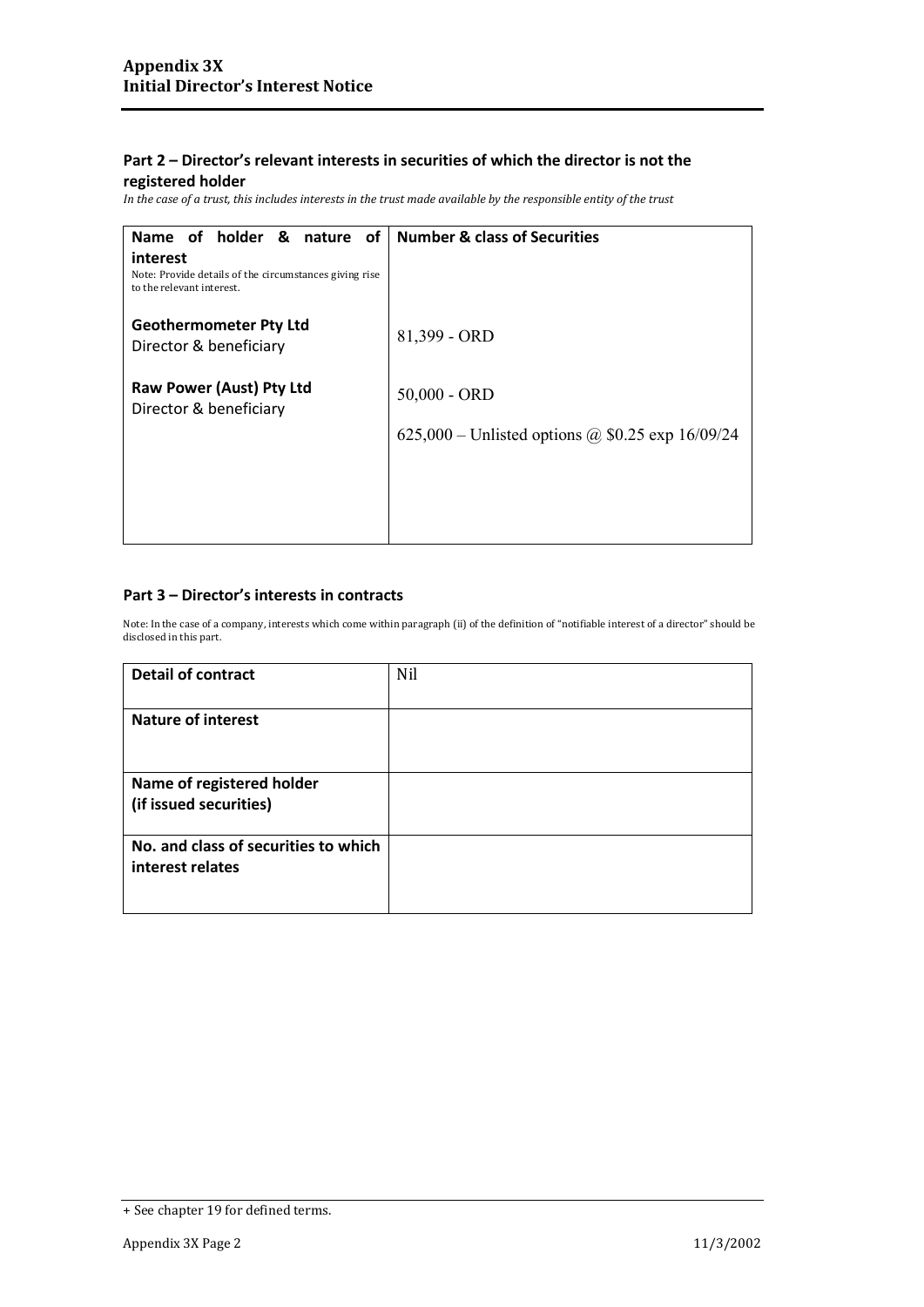## Part 2 – Director's relevant interests in securities of which the director is not the registered holder

*In the case of a trust, this includes interests in the trust made available by the responsible entity of the trust*

| Name of holder & nature of interest<br>Note: Provide details of the circumstances giving rise to the relevant interest. | Number & class of Securities |
|---|---|
| **Geothermometer Pty Ltd**<br>Director & beneficiary | 81,399 - ORD |
| **Raw Power (Aust) Pty Ltd**<br>Director & beneficiary | 50,000 - ORD<br><br>625,000 – Unlisted options @ \$0.25 exp 16/09/24 |

## Part 3 – Director's interests in contracts

Note: In the case of a company, interests which come within paragraph (ii) of the definition of "notifiable interest of a director" should be disclosed in this part.

| | |
|---|---|
| **Detail of contract** | Nil |
| **Nature of interest** | |
| **Name of registered holder (if issued securities)** | |
| **No. and class of securities to which interest relates** | |

+ See chapter 19 for defined terms.